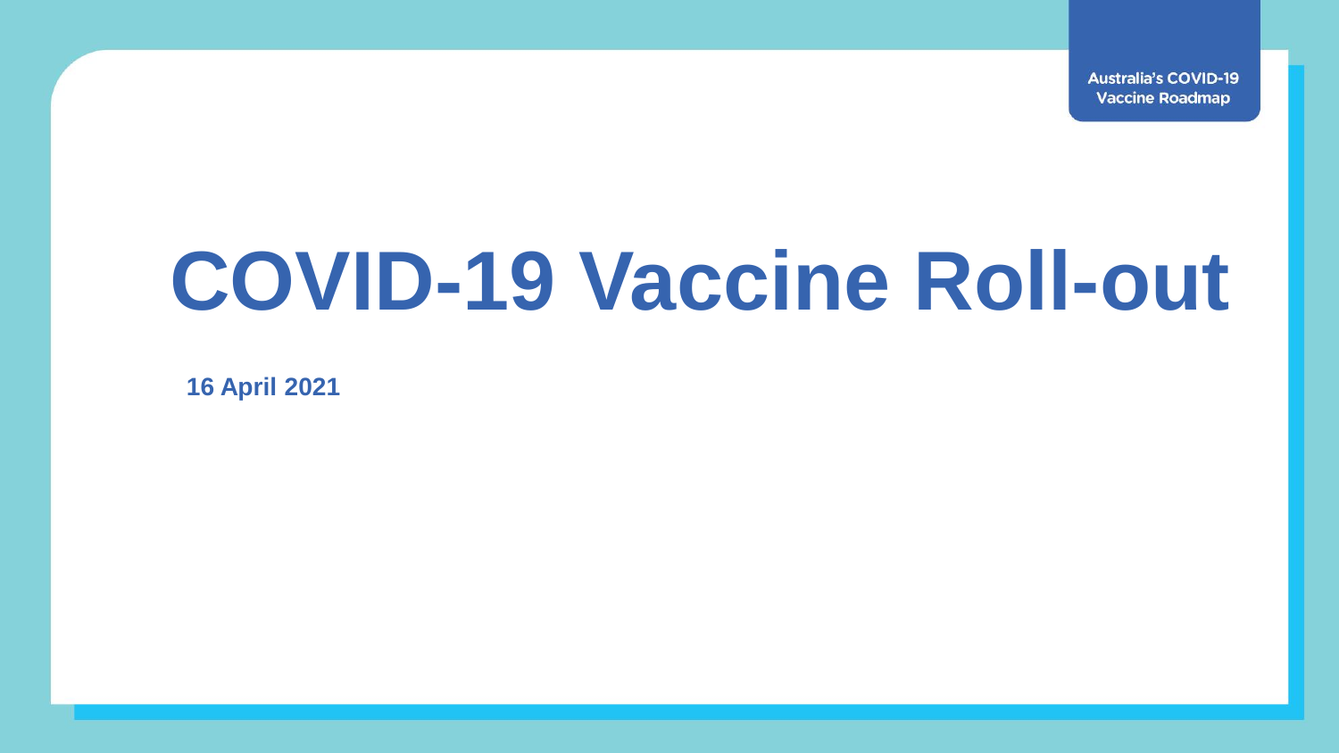Australia's COVID-19 Vaccine Roadmap

# COVID-19 Vaccine Roll-out

**16 April 2021**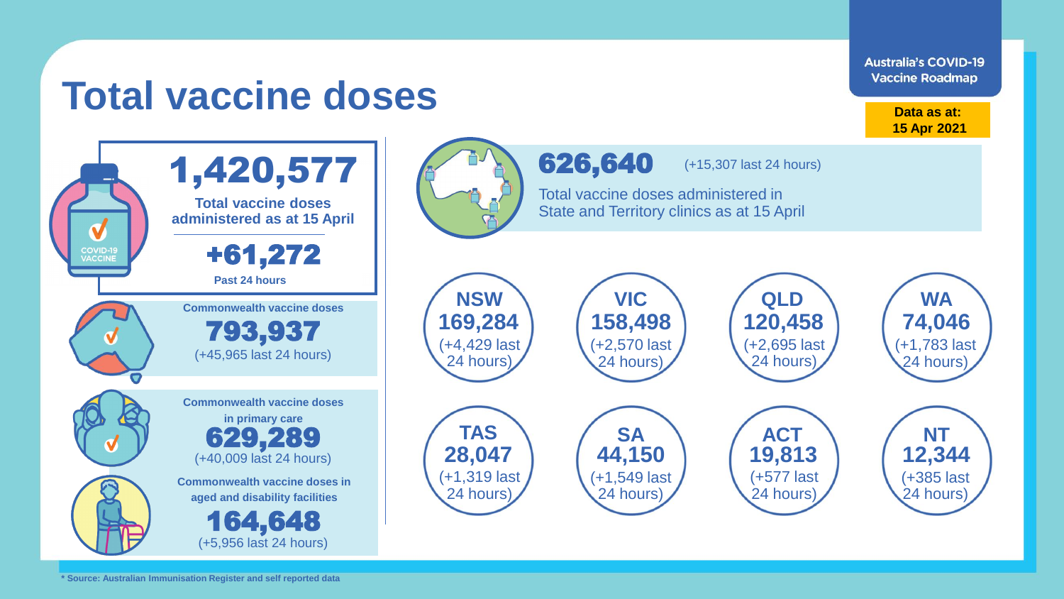# Total vaccine doses

**Australia's COVID-19 Vaccine Roadmap**

**Data as at: 15 Apr 2021**

## 1,420,577

**Total vaccine doses administered as at 15 April**

## +61,272

**Past 24 hours**

**Commonwealth vaccine doses**

**793,937**

(+45,965 last 24 hours)

**Commonwealth vaccine doses in primary care**

**629,289**

(+40,009 last 24 hours)

**Commonwealth vaccine doses in aged and disability facilities**

**164,648**

(+5,956 last 24 hours)

## 626,640

(+15,307 last 24 hours)

Total vaccine doses administered in State and Territory clinics as at 15 April

| State/Territory | Doses | Last 24 hours |
|---|---|---|
| NSW | 169,284 | +4,429 |
| VIC | 158,498 | +2,570 |
| QLD | 120,458 | +2,695 |
| WA | 74,046 | +1,783 |
| TAS | 28,047 | +1,319 |
| SA | 44,150 | +1,549 |
| ACT | 19,813 | +577 |
| NT | 12,344 | +385 |

* Source: Australian Immunisation Register and self reported data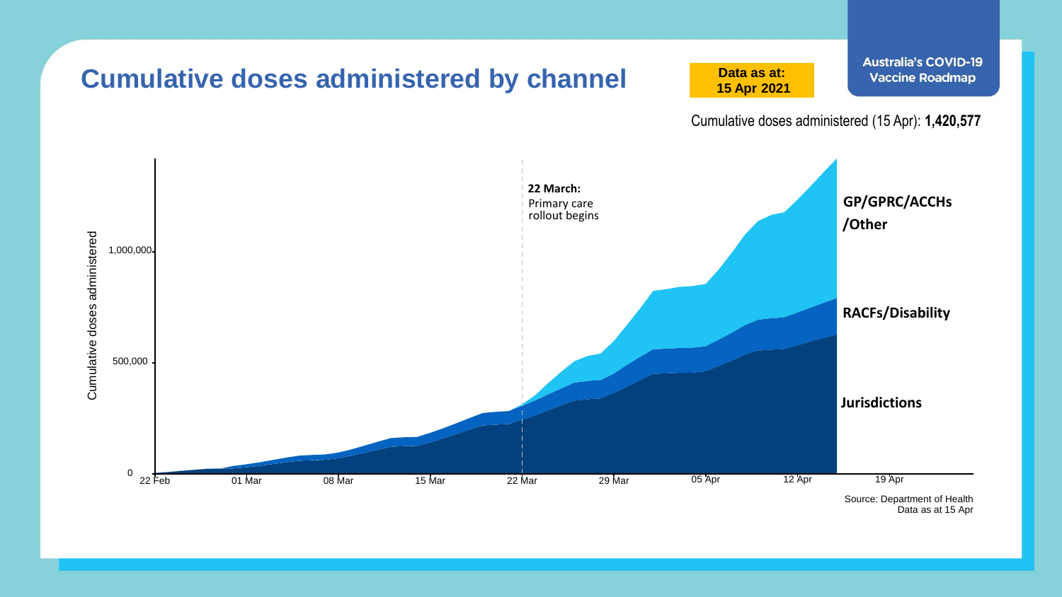# Cumulative doses administered by channel

**Data as at: 15 Apr 2021**

Australia's COVID-19 Vaccine Roadmap

Cumulative doses administered (15 Apr): **1,420,577**

Cumulative doses administered

1,000,000

500,000

0

22 Feb | 01 Mar | 08 Mar | 15 Mar | 22 Mar | 29 Mar | 05 Apr | 12 Apr | 19 Apr

**22 March:** Primary care rollout begins

**GP/GPRC/ACCHs /Other**

**RACFs/Disability**

**Jurisdictions**

Source: Department of Health
Data as at 15 Apr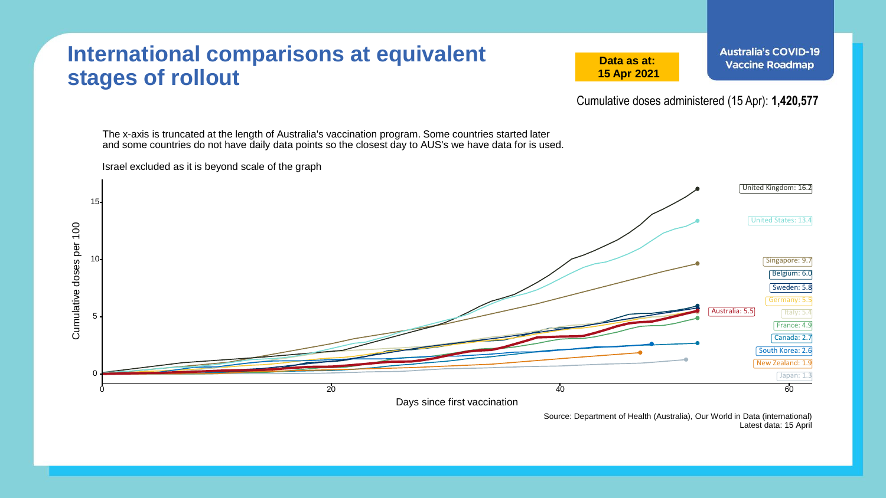# International comparisons at equivalent stages of rollout

**Data as at: 15 Apr 2021**

**Australia's COVID-19 Vaccine Roadmap**

Cumulative doses administered (15 Apr): **1,420,577**

The x-axis is truncated at the length of Australia's vaccination program. Some countries started later and some countries do not have daily data points so the closest day to AUS's we have data for is used.

Israel excluded as it is beyond scale of the graph

Cumulative doses per 100

Days since first vaccination

United Kingdom: 16.2
United States: 13.4
Singapore: 9.7
Belgium: 6.0
Sweden: 5.8
Germany: 5.5
Australia: 5.5
Italy: 5.4
France: 4.9
Canada: 2.7
South Korea: 2.6
New Zealand: 1.9
Japan: 1.3

Source: Department of Health (Australia), Our World in Data (international)
Latest data: 15 April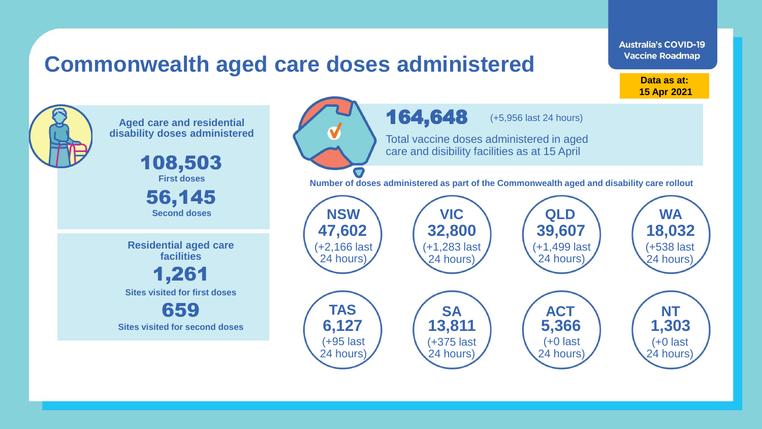# Commonwealth aged care doses administered

Australia's COVID-19 Vaccine Roadmap

**Data as at: 15 Apr 2021**

**Aged care and residential disability doses administered**

**108,503**
**First doses**

**56,145**
**Second doses**

**Residential aged care facilities**

**1,261**
**Sites visited for first doses**

**659**
**Sites visited for second doses**

**164,648** (+5,956 last 24 hours)

Total vaccine doses administered in aged care and disibility facilities as at 15 April

**Number of doses administered as part of the Commonwealth aged and disability care rollout**

| State/Territory | Doses | Last 24 hours |
| --- | --- | --- |
| NSW | 47,602 | +2,166 |
| VIC | 32,800 | +1,283 |
| QLD | 39,607 | +1,499 |
| WA | 18,032 | +538 |
| TAS | 6,127 | +95 |
| SA | 13,811 | +375 |
| ACT | 5,366 | +0 |
| NT | 1,303 | +0 |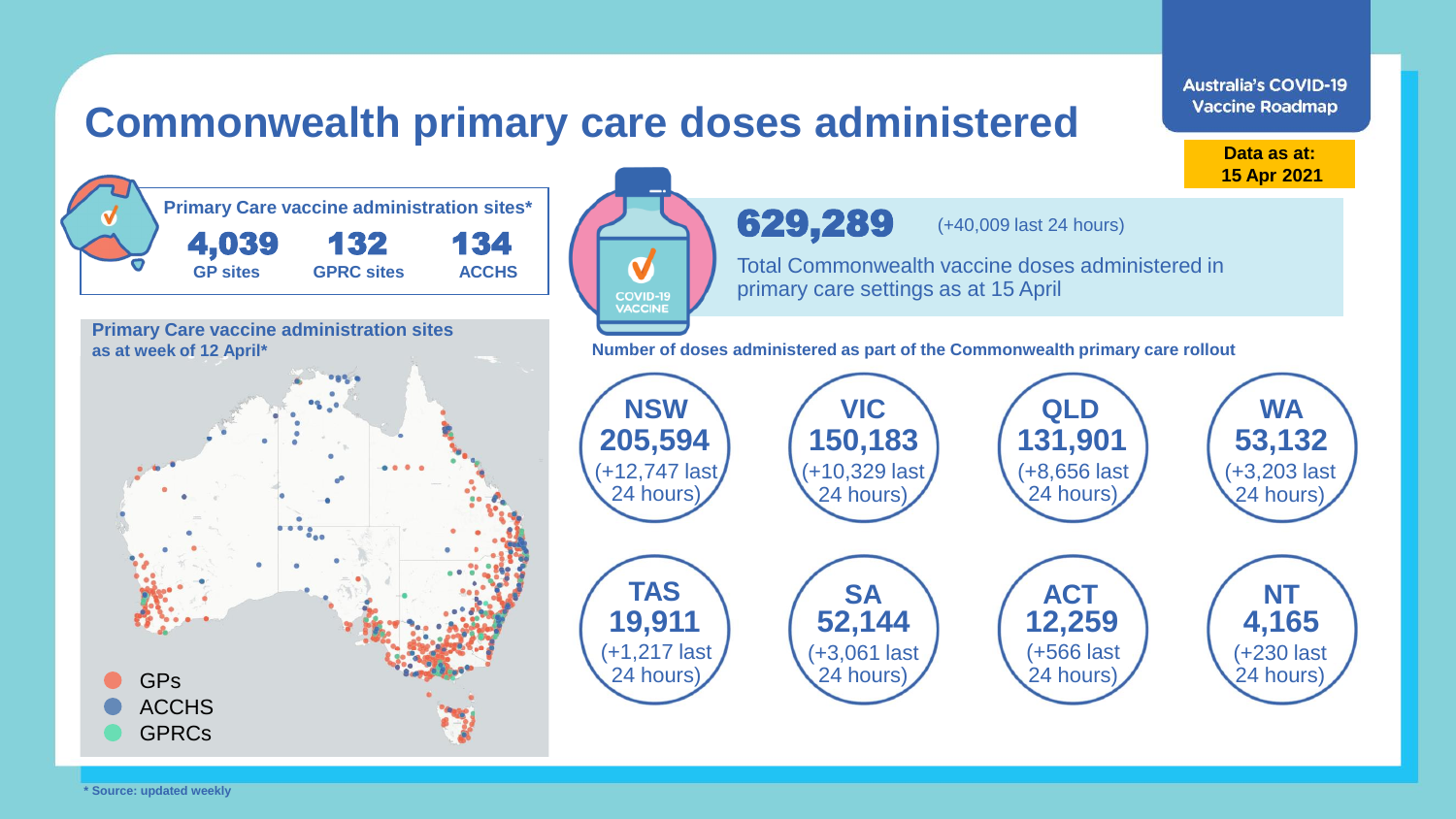# Commonwealth primary care doses administered

Australia's COVID-19 Vaccine Roadmap

**Data as at: 15 Apr 2021**

**Primary Care vaccine administration sites***

| | | |
|---|---|---|
| **4,039** | **132** | **134** |
| GP sites | GPRC sites | ACCHS |

**Primary Care vaccine administration sites as at week of 12 April***

GPs

ACCHS

GPRCs

COVID-19 VACCINE

## 629,289

(+40,009 last 24 hours)

Total Commonwealth vaccine doses administered in primary care settings as at 15 April

**Number of doses administered as part of the Commonwealth primary care rollout**

| State/Territory | Doses administered | Last 24 hours |
|---|---|---|
| NSW | 205,594 | (+12,747 last 24 hours) |
| VIC | 150,183 | (+10,329 last 24 hours) |
| QLD | 131,901 | (+8,656 last 24 hours) |
| WA | 53,132 | (+3,203 last 24 hours) |
| TAS | 19,911 | (+1,217 last 24 hours) |
| SA | 52,144 | (+3,061 last 24 hours) |
| ACT | 12,259 | (+566 last 24 hours) |
| NT | 4,165 | (+230 last 24 hours) |

\* Source: updated weekly